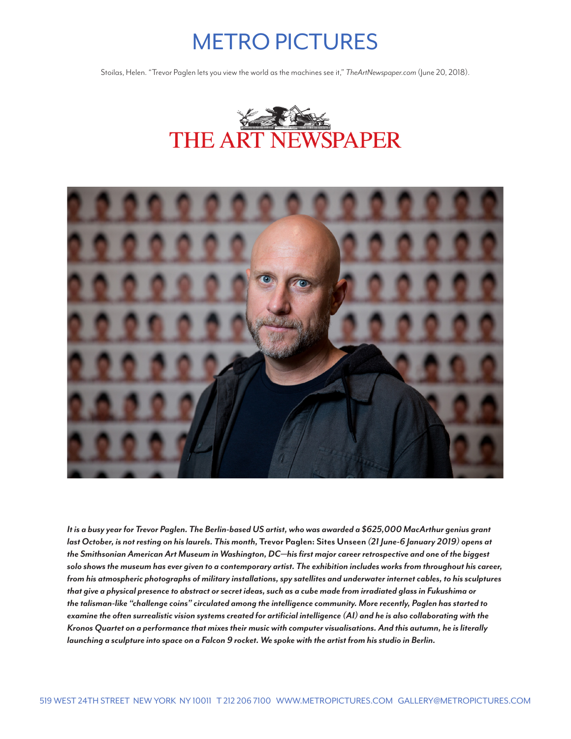# METRO PICTURES

Stoilas, Helen. "Trevor Paglen lets you view the world as the machines see it," *TheArtNewspaper.com* (June 20, 2018).

## THE ART NEWSPAPER

***It is a busy year for Trevor Paglen. The Berlin-based US artist, who was awarded a $625,000 MacArthur genius grant last October, is not resting on his laurels. This month,*** **Trevor Paglen: Sites Unseen** ***(21 June-6 January 2019) opens at the Smithsonian American Art Museum in Washington, DC—his first major career retrospective and one of the biggest solo shows the museum has ever given to a contemporary artist. The exhibition includes works from throughout his career, from his atmospheric photographs of military installations, spy satellites and underwater internet cables, to his sculptures that give a physical presence to abstract or secret ideas, such as a cube made from irradiated glass in Fukushima or the talisman-like "challenge coins" circulated among the intelligence community. More recently, Paglen has started to examine the often surrealistic vision systems created for artificial intelligence (AI) and he is also collaborating with the Kronos Quartet on a performance that mixes their music with computer visualisations. And this autumn, he is literally launching a sculpture into space on a Falcon 9 rocket. We spoke with the artist from his studio in Berlin.***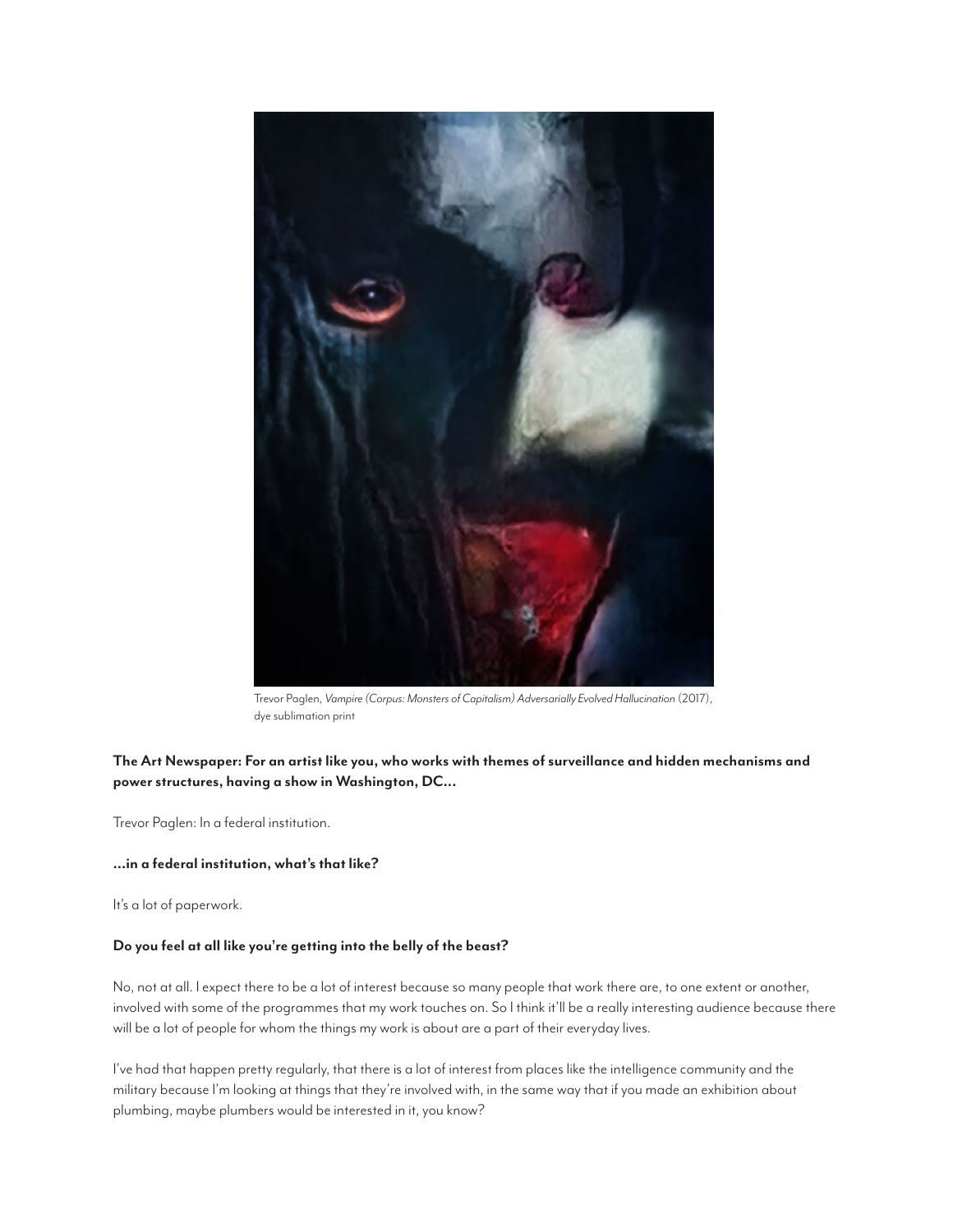Trevor Paglen, *Vampire (Corpus: Monsters of Capitalism) Adversarially Evolved Hallucination* (2017), dye sublimation print

**The Art Newspaper: For an artist like you, who works with themes of surveillance and hidden mechanisms and power structures, having a show in Washington, DC…**

Trevor Paglen: In a federal institution.

**…in a federal institution, what's that like?**

It's a lot of paperwork.

**Do you feel at all like you're getting into the belly of the beast?**

No, not at all. I expect there to be a lot of interest because so many people that work there are, to one extent or another, involved with some of the programmes that my work touches on. So I think it'll be a really interesting audience because there will be a lot of people for whom the things my work is about are a part of their everyday lives.

I've had that happen pretty regularly, that there is a lot of interest from places like the intelligence community and the military because I'm looking at things that they're involved with, in the same way that if you made an exhibition about plumbing, maybe plumbers would be interested in it, you know?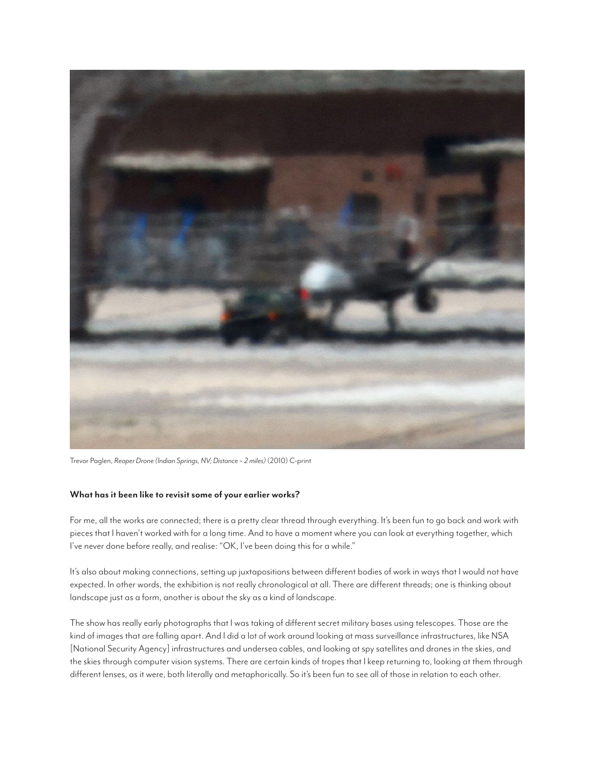Trevor Paglen, *Reaper Drone (Indian Springs, NV; Distance ~ 2 miles)* (2010) C-print

**What has it been like to revisit some of your earlier works?**

For me, all the works are connected; there is a pretty clear thread through everything. It's been fun to go back and work with pieces that I haven't worked with for a long time. And to have a moment where you can look at everything together, which I've never done before really, and realise: "OK, I've been doing this for a while."

It's also about making connections, setting up juxtapositions between different bodies of work in ways that I would not have expected. In other words, the exhibition is not really chronological at all. There are different threads; one is thinking about landscape just as a form, another is about the sky as a kind of landscape.

The show has really early photographs that I was taking of different secret military bases using telescopes. Those are the kind of images that are falling apart. And I did a lot of work around looking at mass surveillance infrastructures, like NSA [National Security Agency] infrastructures and undersea cables, and looking at spy satellites and drones in the skies, and the skies through computer vision systems. There are certain kinds of tropes that I keep returning to, looking at them through different lenses, as it were, both literally and metaphorically. So it's been fun to see all of those in relation to each other.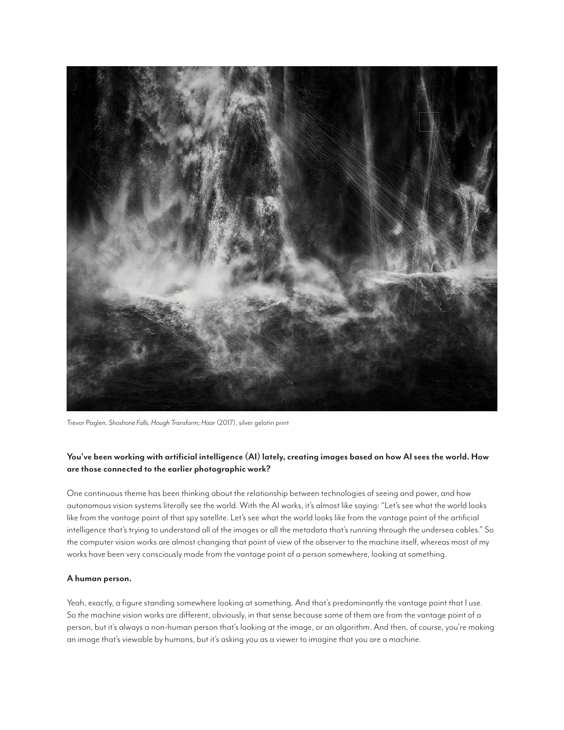Trevor Paglen, *Shoshone Falls, Hough Transform; Haar* (2017), silver gelatin print

**You've been working with artificial intelligence (AI) lately, creating images based on how AI sees the world. How are those connected to the earlier photographic work?**

One continuous theme has been thinking about the relationship between technologies of seeing and power, and how autonomous vision systems literally see the world. With the AI works, it's almost like saying: "Let's see what the world looks like from the vantage point of that spy satellite. Let's see what the world looks like from the vantage point of the artificial intelligence that's trying to understand all of the images or all the metadata that's running through the undersea cables." So the computer vision works are almost changing that point of view of the observer to the machine itself, whereas most of my works have been very consciously made from the vantage point of a person somewhere, looking at something.

**A human person.**

Yeah, exactly, a figure standing somewhere looking at something. And that's predominantly the vantage point that I use. So the machine vision works are different, obviously, in that sense because some of them are from the vantage point of a person, but it's always a non-human person that's looking at the image, or an algorithm. And then, of course, you're making an image that's viewable by humans, but it's asking you as a viewer to imagine that you are a machine.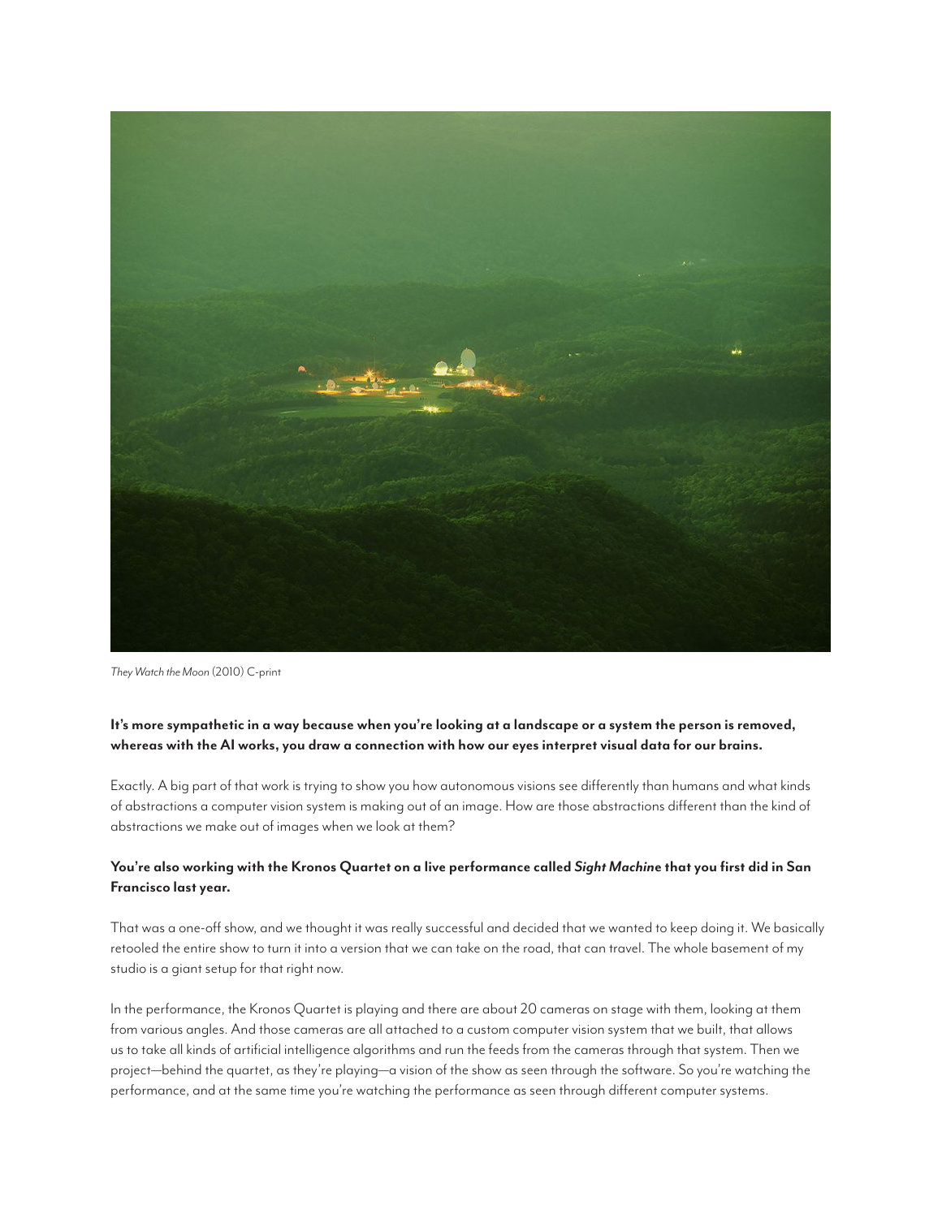*They Watch the Moon* (2010) C-print

**It's more sympathetic in a way because when you're looking at a landscape or a system the person is removed, whereas with the AI works, you draw a connection with how our eyes interpret visual data for our brains.**

Exactly. A big part of that work is trying to show you how autonomous visions see differently than humans and what kinds of abstractions a computer vision system is making out of an image. How are those abstractions different than the kind of abstractions we make out of images when we look at them?

**You're also working with the Kronos Quartet on a live performance called *Sight Machine* that you first did in San Francisco last year.**

That was a one-off show, and we thought it was really successful and decided that we wanted to keep doing it. We basically retooled the entire show to turn it into a version that we can take on the road, that can travel. The whole basement of my studio is a giant setup for that right now.

In the performance, the Kronos Quartet is playing and there are about 20 cameras on stage with them, looking at them from various angles. And those cameras are all attached to a custom computer vision system that we built, that allows us to take all kinds of artificial intelligence algorithms and run the feeds from the cameras through that system. Then we project—behind the quartet, as they're playing—a vision of the show as seen through the software. So you're watching the performance, and at the same time you're watching the performance as seen through different computer systems.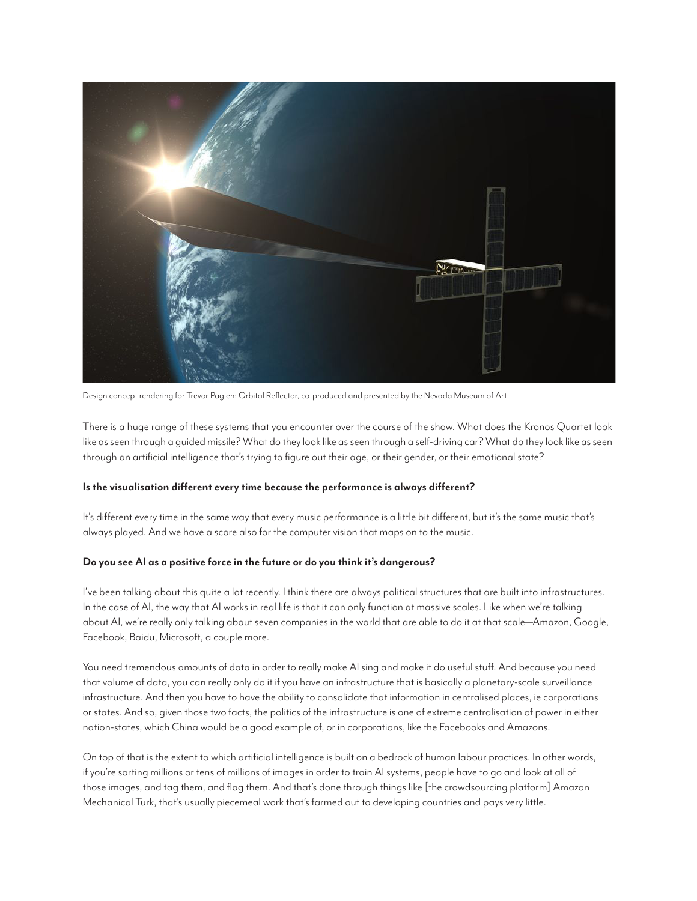Design concept rendering for Trevor Paglen: Orbital Reflector, co-produced and presented by the Nevada Museum of Art

There is a huge range of these systems that you encounter over the course of the show. What does the Kronos Quartet look like as seen through a guided missile? What do they look like as seen through a self-driving car? What do they look like as seen through an artificial intelligence that's trying to figure out their age, or their gender, or their emotional state?

**Is the visualisation different every time because the performance is always different?**

It's different every time in the same way that every music performance is a little bit different, but it's the same music that's always played. And we have a score also for the computer vision that maps on to the music.

**Do you see AI as a positive force in the future or do you think it's dangerous?**

I've been talking about this quite a lot recently. I think there are always political structures that are built into infrastructures. In the case of AI, the way that AI works in real life is that it can only function at massive scales. Like when we're talking about AI, we're really only talking about seven companies in the world that are able to do it at that scale—Amazon, Google, Facebook, Baidu, Microsoft, a couple more.

You need tremendous amounts of data in order to really make AI sing and make it do useful stuff. And because you need that volume of data, you can really only do it if you have an infrastructure that is basically a planetary-scale surveillance infrastructure. And then you have to have the ability to consolidate that information in centralised places, ie corporations or states. And so, given those two facts, the politics of the infrastructure is one of extreme centralisation of power in either nation-states, which China would be a good example of, or in corporations, like the Facebooks and Amazons.

On top of that is the extent to which artificial intelligence is built on a bedrock of human labour practices. In other words, if you're sorting millions or tens of millions of images in order to train AI systems, people have to go and look at all of those images, and tag them, and flag them. And that's done through things like [the crowdsourcing platform] Amazon Mechanical Turk, that's usually piecemeal work that's farmed out to developing countries and pays very little.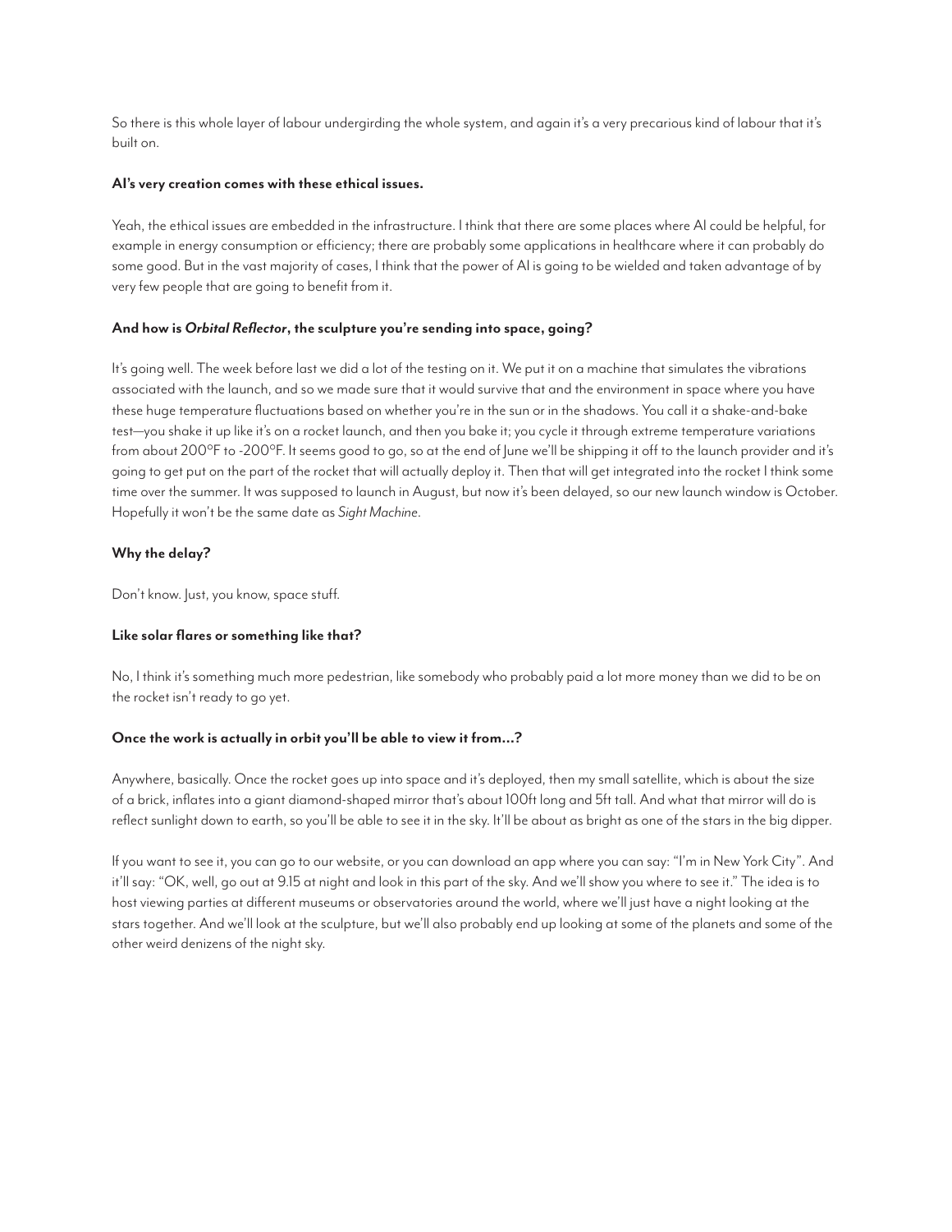So there is this whole layer of labour undergirding the whole system, and again it's a very precarious kind of labour that it's built on.

**AI's very creation comes with these ethical issues.**

Yeah, the ethical issues are embedded in the infrastructure. I think that there are some places where AI could be helpful, for example in energy consumption or efficiency; there are probably some applications in healthcare where it can probably do some good. But in the vast majority of cases, I think that the power of AI is going to be wielded and taken advantage of by very few people that are going to benefit from it.

**And how is *Orbital Reflector*, the sculpture you're sending into space, going?**

It's going well. The week before last we did a lot of the testing on it. We put it on a machine that simulates the vibrations associated with the launch, and so we made sure that it would survive that and the environment in space where you have these huge temperature fluctuations based on whether you're in the sun or in the shadows. You call it a shake-and-bake test—you shake it up like it's on a rocket launch, and then you bake it; you cycle it through extreme temperature variations from about 200°F to -200°F. It seems good to go, so at the end of June we'll be shipping it off to the launch provider and it's going to get put on the part of the rocket that will actually deploy it. Then that will get integrated into the rocket I think some time over the summer. It was supposed to launch in August, but now it's been delayed, so our new launch window is October. Hopefully it won't be the same date as *Sight Machine*.

**Why the delay?**

Don't know. Just, you know, space stuff.

**Like solar flares or something like that?**

No, I think it's something much more pedestrian, like somebody who probably paid a lot more money than we did to be on the rocket isn't ready to go yet.

**Once the work is actually in orbit you'll be able to view it from…?**

Anywhere, basically. Once the rocket goes up into space and it's deployed, then my small satellite, which is about the size of a brick, inflates into a giant diamond-shaped mirror that's about 100ft long and 5ft tall. And what that mirror will do is reflect sunlight down to earth, so you'll be able to see it in the sky. It'll be about as bright as one of the stars in the big dipper.

If you want to see it, you can go to our website, or you can download an app where you can say: "I'm in New York City". And it'll say: "OK, well, go out at 9.15 at night and look in this part of the sky. And we'll show you where to see it." The idea is to host viewing parties at different museums or observatories around the world, where we'll just have a night looking at the stars together. And we'll look at the sculpture, but we'll also probably end up looking at some of the planets and some of the other weird denizens of the night sky.